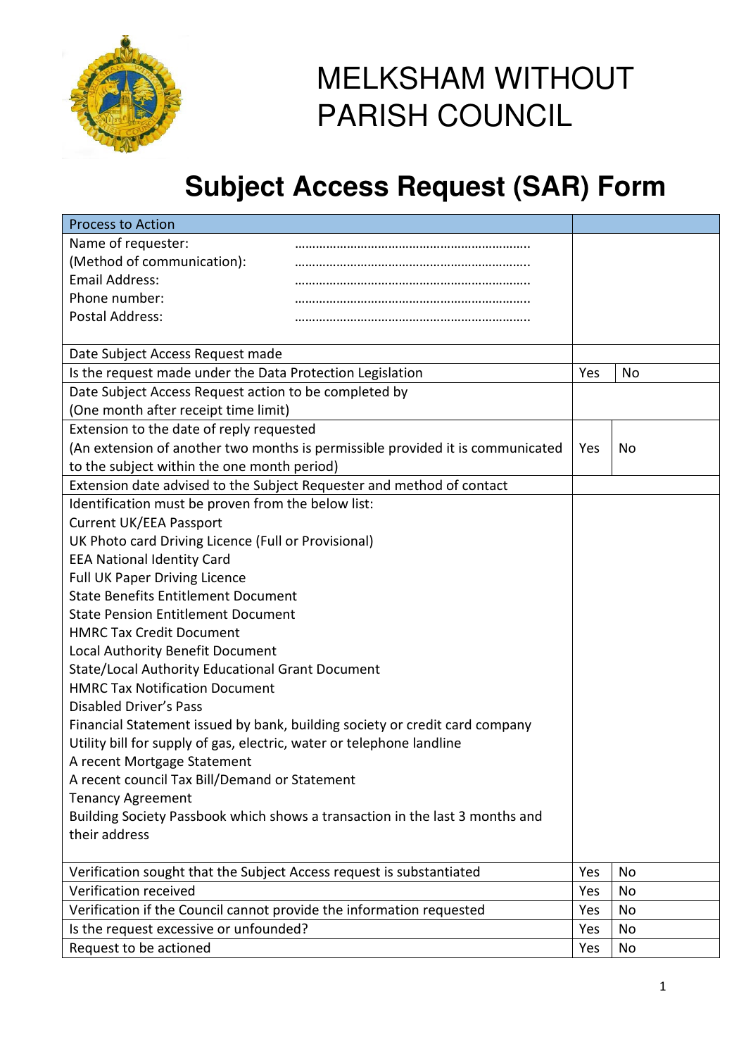# MELKSHAM WITHOUT PARISH COUNCIL

# Subject Access Request (SAR) Form

| Process to Action | | |
|---|---|---|
| Name of requester: ………………………………………………………….<br>(Method of communication): ………………………………………………………….<br>Email Address: ………………………………………………………….<br>Phone number: ………………………………………………………….<br>Postal Address: …………………………………………………………. | | |
| Date Subject Access Request made | | |
| Is the request made under the Data Protection Legislation | Yes | No |
| Date Subject Access Request action to be completed by<br>(One month after receipt time limit) | | |
| Extension to the date of reply requested<br>(An extension of another two months is permissible provided it is communicated to the subject within the one month period) | Yes | No |
| Extension date advised to the Subject Requester and method of contact | | |
| Identification must be proven from the below list:<br>Current UK/EEA Passport<br>UK Photo card Driving Licence (Full or Provisional)<br>EEA National Identity Card<br>Full UK Paper Driving Licence<br>State Benefits Entitlement Document<br>State Pension Entitlement Document<br>HMRC Tax Credit Document<br>Local Authority Benefit Document<br>State/Local Authority Educational Grant Document<br>HMRC Tax Notification Document<br>Disabled Driver's Pass<br>Financial Statement issued by bank, building society or credit card company<br>Utility bill for supply of gas, electric, water or telephone landline<br>A recent Mortgage Statement<br>A recent council Tax Bill/Demand or Statement<br>Tenancy Agreement<br>Building Society Passbook which shows a transaction in the last 3 months and their address | | |
| Verification sought that the Subject Access request is substantiated | Yes | No |
| Verification received | Yes | No |
| Verification if the Council cannot provide the information requested | Yes | No |
| Is the request excessive or unfounded? | Yes | No |
| Request to be actioned | Yes | No |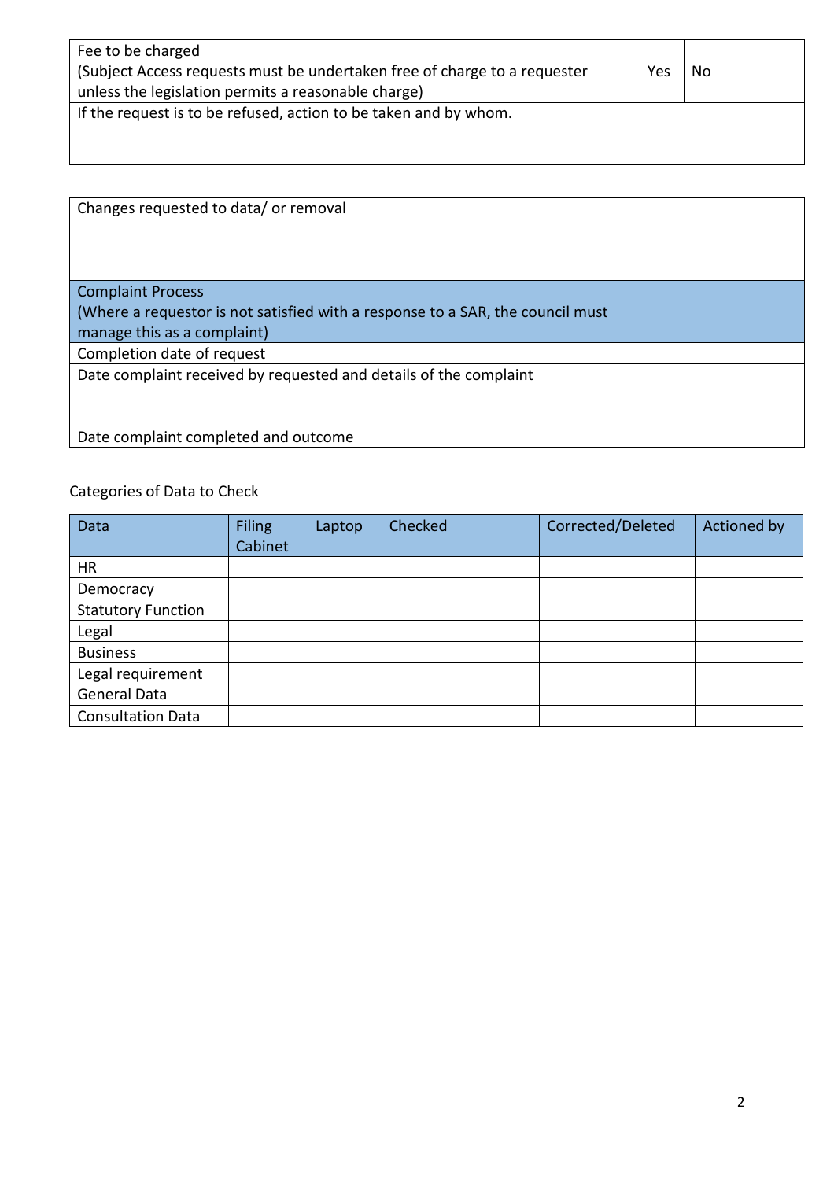| | | |
|---|---|---|
| Fee to be charged<br>(Subject Access requests must be undertaken free of charge to a requester unless the legislation permits a reasonable charge) | Yes | No |
| If the request is to be refused, action to be taken and by whom. | | |

| | |
|---|---|
| Changes requested to data/ or removal | |
| Complaint Process<br>(Where a requestor is not satisfied with a response to a SAR, the council must manage this as a complaint) | |
| Completion date of request | |
| Date complaint received by requested and details of the complaint | |
| Date complaint completed and outcome | |

Categories of Data to Check

| Data | Filing Cabinet | Laptop | Checked | Corrected/Deleted | Actioned by |
|---|---|---|---|---|---|
| HR | | | | | |
| Democracy | | | | | |
| Statutory Function | | | | | |
| Legal | | | | | |
| Business | | | | | |
| Legal requirement | | | | | |
| General Data | | | | | |
| Consultation Data | | | | | |